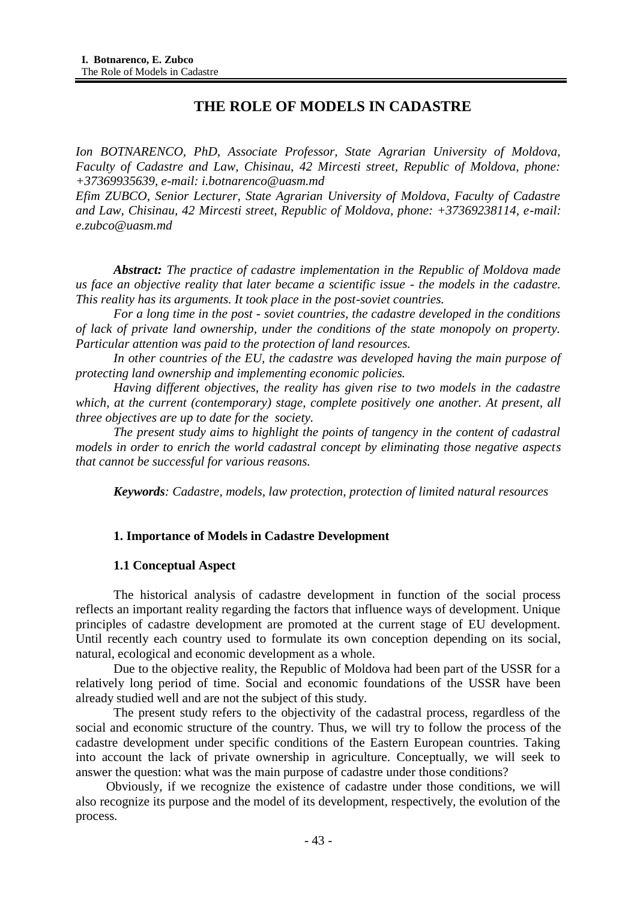# THE ROLE OF MODELS IN CADASTRE

*Ion BOTNARENCO, PhD, Associate Professor, State Agrarian University of Moldova, Faculty of Cadastre and Law, Chisinau, 42 Mircesti street, Republic of Moldova, phone: +37369935639, e-mail: i.botnarenco@uasm.md*

*Efim ZUBCO, Senior Lecturer, State Agrarian University of Moldova, Faculty of Cadastre and Law, Chisinau, 42 Mircesti street, Republic of Moldova, phone: +37369238114, e-mail: e.zubco@uasm.md*

***Abstract:*** *The practice of cadastre implementation in the Republic of Moldova made us face an objective reality that later became a scientific issue - the models in the cadastre. This reality has its arguments. It took place in the post-soviet countries.*

*For a long time in the post - soviet countries, the cadastre developed in the conditions of lack of private land ownership, under the conditions of the state monopoly on property. Particular attention was paid to the protection of land resources.*

*In other countries of the EU, the cadastre was developed having the main purpose of protecting land ownership and implementing economic policies.*

*Having different objectives, the reality has given rise to two models in the cadastre which, at the current (contemporary) stage, complete positively one another. At present, all three objectives are up to date for the society.*

*The present study aims to highlight the points of tangency in the content of cadastral models in order to enrich the world cadastral concept by eliminating those negative aspects that cannot be successful for various reasons.*

***Keywords****: Cadastre, models, law protection, protection of limited natural resources*

## 1. Importance of Models in Cadastre Development

### 1.1 Conceptual Aspect

The historical analysis of cadastre development in function of the social process reflects an important reality regarding the factors that influence ways of development. Unique principles of cadastre development are promoted at the current stage of EU development. Until recently each country used to formulate its own conception depending on its social, natural, ecological and economic development as a whole.

Due to the objective reality, the Republic of Moldova had been part of the USSR for a relatively long period of time. Social and economic foundations of the USSR have been already studied well and are not the subject of this study.

The present study refers to the objectivity of the cadastral process, regardless of the social and economic structure of the country. Thus, we will try to follow the process of the cadastre development under specific conditions of the Eastern European countries. Taking into account the lack of private ownership in agriculture. Conceptually, we will seek to answer the question: what was the main purpose of cadastre under those conditions?

Obviously, if we recognize the existence of cadastre under those conditions, we will also recognize its purpose and the model of its development, respectively, the evolution of the process.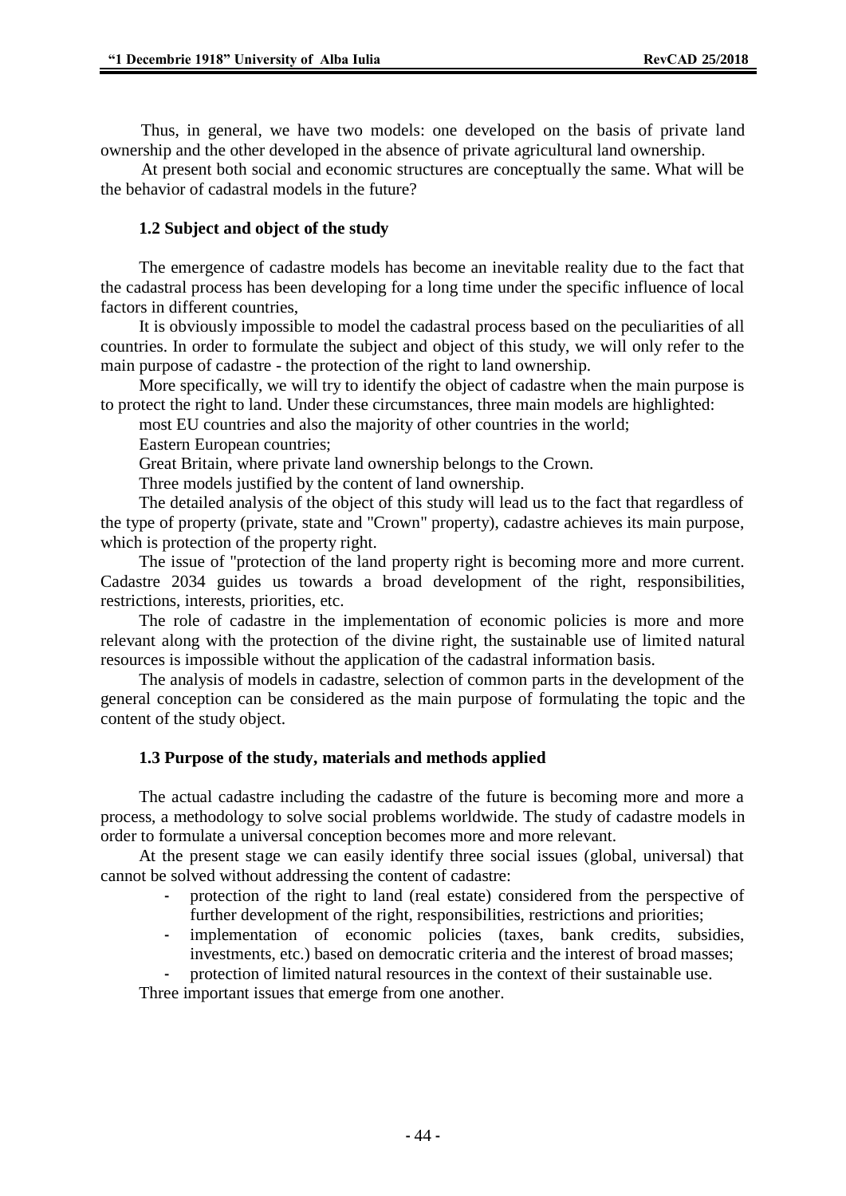Thus, in general, we have two models: one developed on the basis of private land ownership and the other developed in the absence of private agricultural land ownership.

At present both social and economic structures are conceptually the same. What will be the behavior of cadastral models in the future?

### 1.2 Subject and object of the study

The emergence of cadastre models has become an inevitable reality due to the fact that the cadastral process has been developing for a long time under the specific influence of local factors in different countries,

It is obviously impossible to model the cadastral process based on the peculiarities of all countries. In order to formulate the subject and object of this study, we will only refer to the main purpose of cadastre - the protection of the right to land ownership.

More specifically, we will try to identify the object of cadastre when the main purpose is to protect the right to land. Under these circumstances, three main models are highlighted:

most EU countries and also the majority of other countries in the world;

Eastern European countries;

Great Britain, where private land ownership belongs to the Crown.

Three models justified by the content of land ownership.

The detailed analysis of the object of this study will lead us to the fact that regardless of the type of property (private, state and "Crown" property), cadastre achieves its main purpose, which is protection of the property right.

The issue of "protection of the land property right is becoming more and more current. Cadastre 2034 guides us towards a broad development of the right, responsibilities, restrictions, interests, priorities, etc.

The role of cadastre in the implementation of economic policies is more and more relevant along with the protection of the divine right, the sustainable use of limited natural resources is impossible without the application of the cadastral information basis.

The analysis of models in cadastre, selection of common parts in the development of the general conception can be considered as the main purpose of formulating the topic and the content of the study object.

### 1.3 Purpose of the study, materials and methods applied

The actual cadastre including the cadastre of the future is becoming more and more a process, a methodology to solve social problems worldwide. The study of cadastre models in order to formulate a universal conception becomes more and more relevant.

At the present stage we can easily identify three social issues (global, universal) that cannot be solved without addressing the content of cadastre:

- protection of the right to land (real estate) considered from the perspective of further development of the right, responsibilities, restrictions and priorities;
- implementation of economic policies (taxes, bank credits, subsidies, investments, etc.) based on democratic criteria and the interest of broad masses;
- protection of limited natural resources in the context of their sustainable use.

Three important issues that emerge from one another.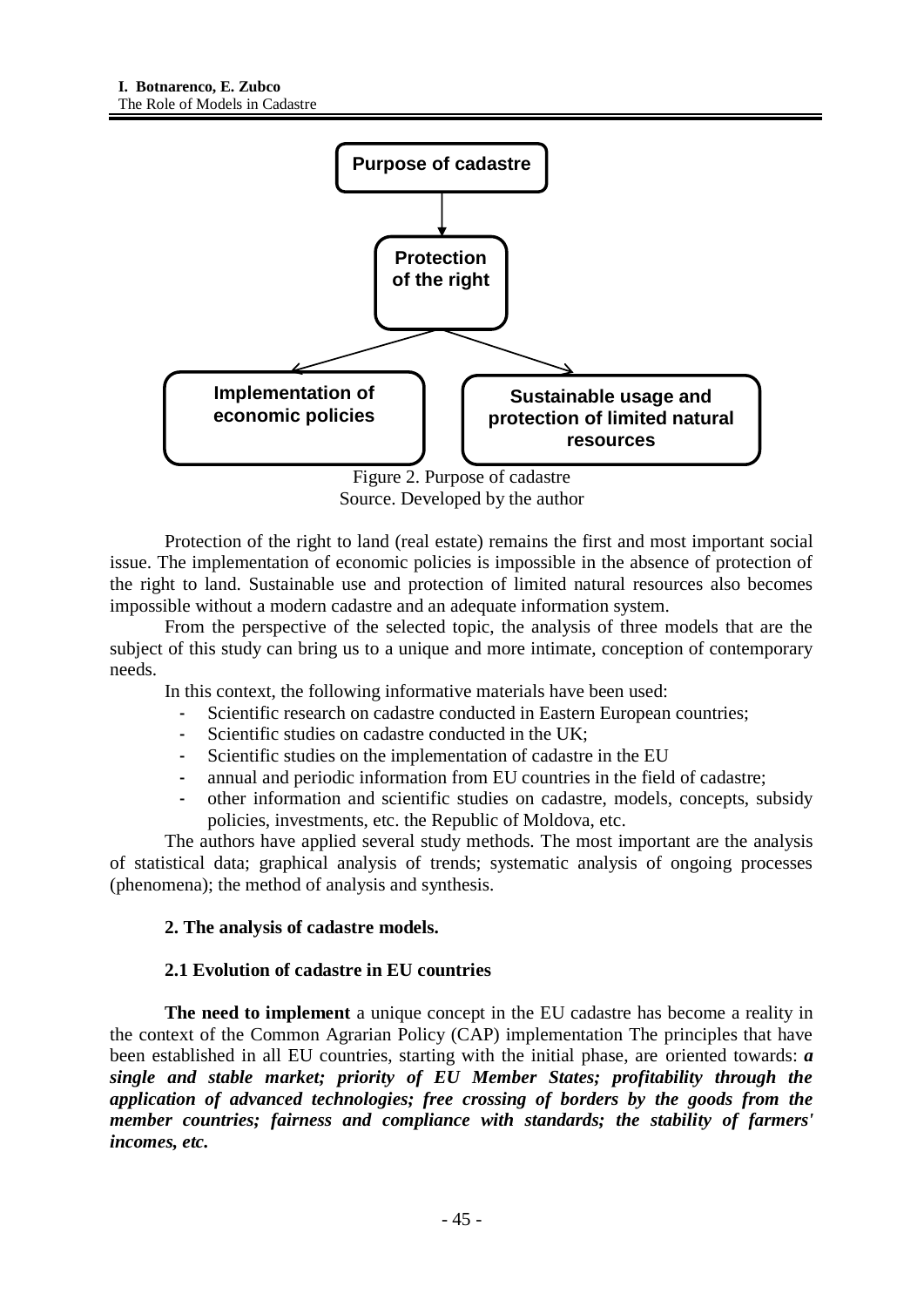Purpose of cadastre

Protection of the right

Implementation of economic policies

Sustainable usage and protection of limited natural resources

Figure 2. Purpose of cadastre
Source. Developed by the author

Protection of the right to land (real estate) remains the first and most important social issue. The implementation of economic policies is impossible in the absence of protection of the right to land. Sustainable use and protection of limited natural resources also becomes impossible without a modern cadastre and an adequate information system.

From the perspective of the selected topic, the analysis of three models that are the subject of this study can bring us to a unique and more intimate, conception of contemporary needs.

In this context, the following informative materials have been used:

- Scientific research on cadastre conducted in Eastern European countries;
- Scientific studies on cadastre conducted in the UK;
- Scientific studies on the implementation of cadastre in the EU
- annual and periodic information from EU countries in the field of cadastre;
- other information and scientific studies on cadastre, models, concepts, subsidy policies, investments, etc. the Republic of Moldova, etc.

The authors have applied several study methods. The most important are the analysis of statistical data; graphical analysis of trends; systematic analysis of ongoing processes (phenomena); the method of analysis and synthesis.

## 2. The analysis of cadastre models.

### 2.1 Evolution of cadastre in EU countries

**The need to implement** a unique concept in the EU cadastre has become a reality in the context of the Common Agrarian Policy (CAP) implementation The principles that have been established in all EU countries, starting with the initial phase, are oriented towards: ***a single and stable market; priority of EU Member States; profitability through the application of advanced technologies; free crossing of borders by the goods from the member countries; fairness and compliance with standards; the stability of farmers' incomes, etc.***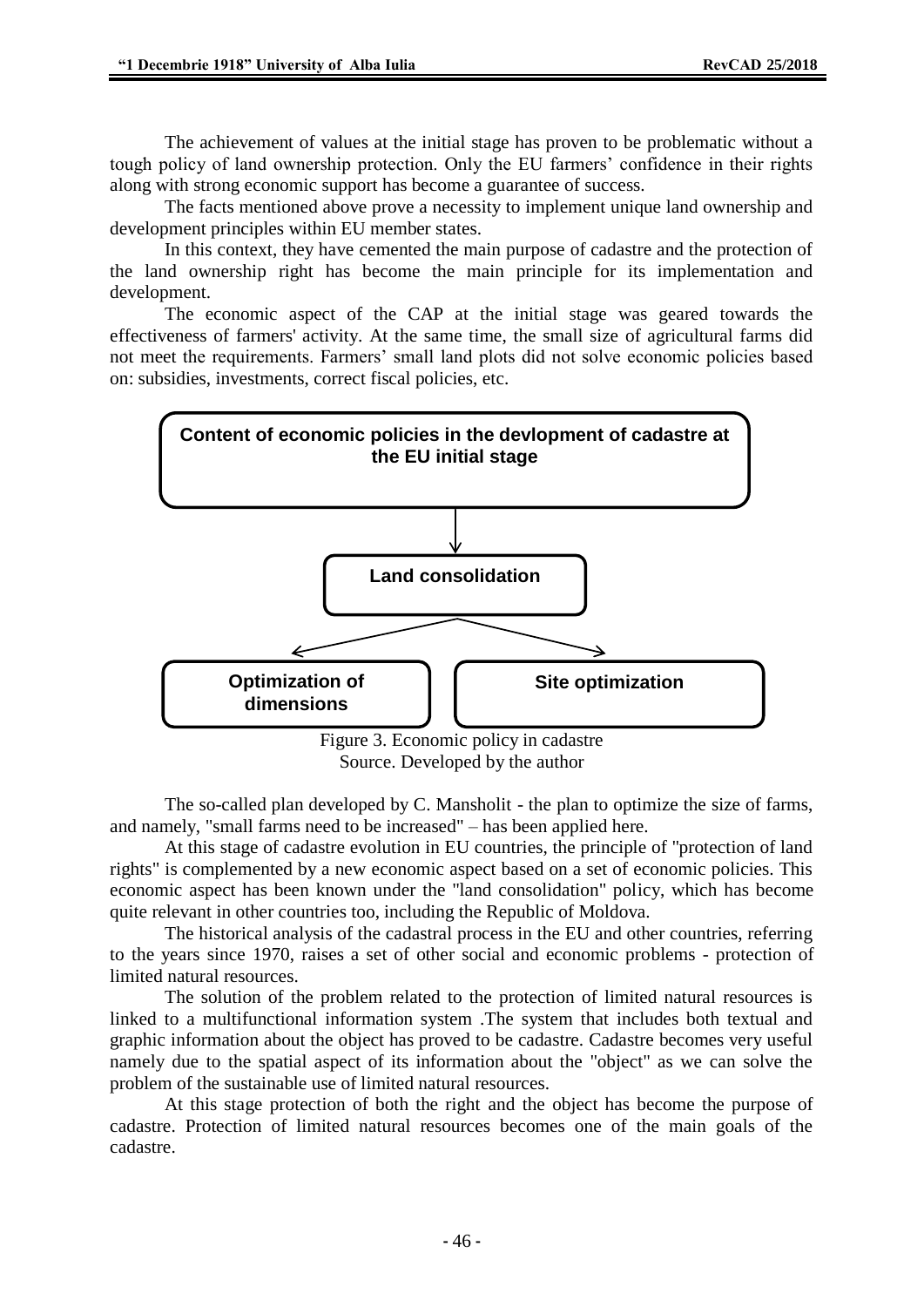The achievement of values at the initial stage has proven to be problematic without a tough policy of land ownership protection. Only the EU farmers' confidence in their rights along with strong economic support has become a guarantee of success.

The facts mentioned above prove a necessity to implement unique land ownership and development principles within EU member states.

In this context, they have cemented the main purpose of cadastre and the protection of the land ownership right has become the main principle for its implementation and development.

The economic aspect of the CAP at the initial stage was geared towards the effectiveness of farmers' activity. At the same time, the small size of agricultural farms did not meet the requirements. Farmers' small land plots did not solve economic policies based on: subsidies, investments, correct fiscal policies, etc.

**Content of economic policies in the devlopment of cadastre at the EU initial stage**

↓

**Land consolidation**

↙ ↘

**Optimization of dimensions** | **Site optimization**

Figure 3. Economic policy in cadastre
Source. Developed by the author

The so-called plan developed by C. Mansholit - the plan to optimize the size of farms, and namely, "small farms need to be increased" – has been applied here.

At this stage of cadastre evolution in EU countries, the principle of "protection of land rights" is complemented by a new economic aspect based on a set of economic policies. This economic aspect has been known under the "land consolidation" policy, which has become quite relevant in other countries too, including the Republic of Moldova.

The historical analysis of the cadastral process in the EU and other countries, referring to the years since 1970, raises a set of other social and economic problems - protection of limited natural resources.

The solution of the problem related to the protection of limited natural resources is linked to a multifunctional information system .The system that includes both textual and graphic information about the object has proved to be cadastre. Cadastre becomes very useful namely due to the spatial aspect of its information about the "object" as we can solve the problem of the sustainable use of limited natural resources.

At this stage protection of both the right and the object has become the purpose of cadastre. Protection of limited natural resources becomes one of the main goals of the cadastre.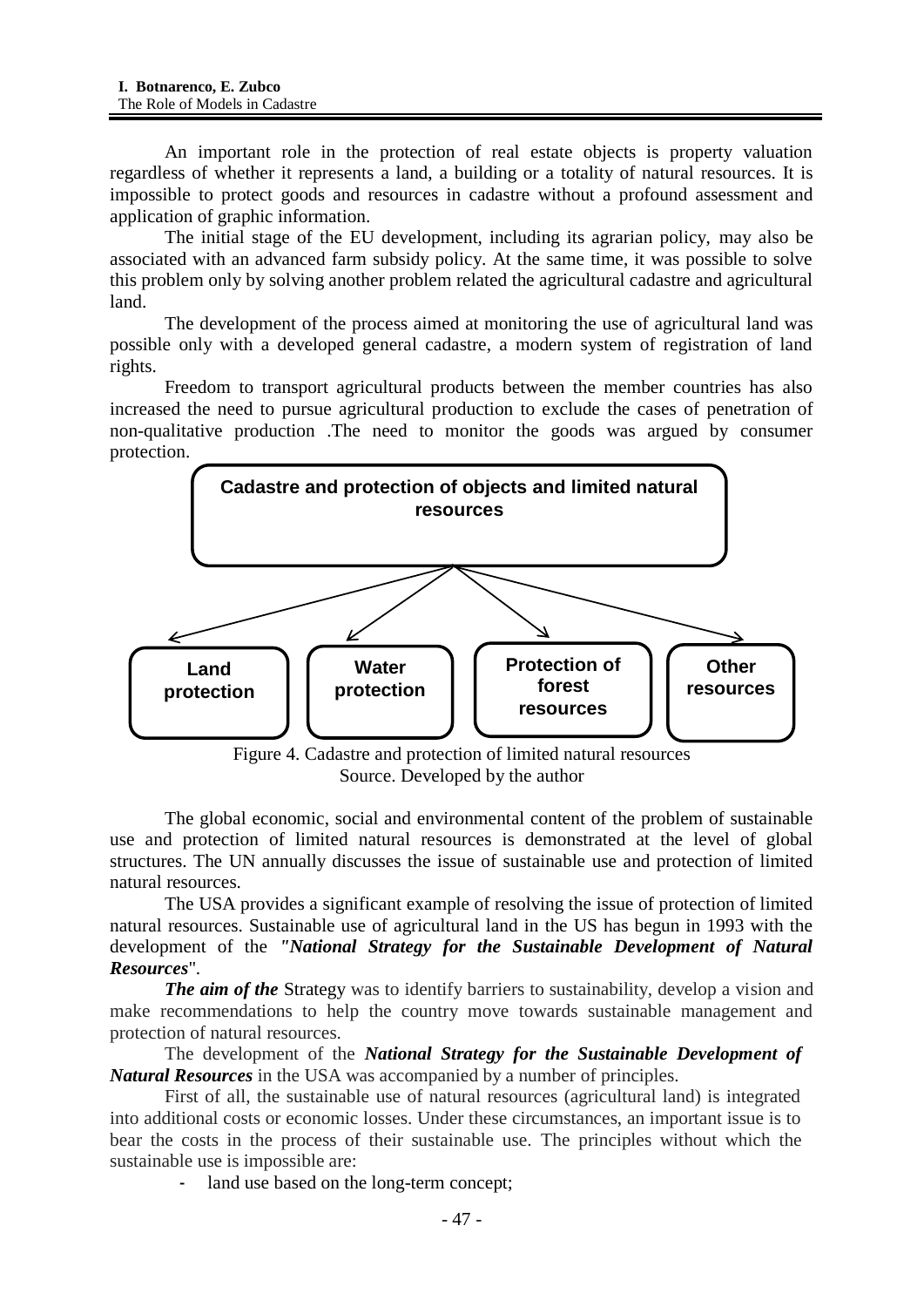An important role in the protection of real estate objects is property valuation regardless of whether it represents a land, a building or a totality of natural resources. It is impossible to protect goods and resources in cadastre without a profound assessment and application of graphic information.

The initial stage of the EU development, including its agrarian policy, may also be associated with an advanced farm subsidy policy. At the same time, it was possible to solve this problem only by solving another problem related the agricultural cadastre and agricultural land.

The development of the process aimed at monitoring the use of agricultural land was possible only with a developed general cadastre, a modern system of registration of land rights.

Freedom to transport agricultural products between the member countries has also increased the need to pursue agricultural production to exclude the cases of penetration of non-qualitative production .The need to monitor the goods was argued by consumer protection.

**Cadastre and protection of objects and limited natural resources**

- **Land protection**
- **Water protection**
- **Protection of forest resources**
- **Other resources**

Figure 4. Cadastre and protection of limited natural resources
Source. Developed by the author

The global economic, social and environmental content of the problem of sustainable use and protection of limited natural resources is demonstrated at the level of global structures. The UN annually discusses the issue of sustainable use and protection of limited natural resources.

The USA provides a significant example of resolving the issue of protection of limited natural resources. Sustainable use of agricultural land in the US has begun in 1993 with the development of the ***"National Strategy for the Sustainable Development of Natural Resources***".

***The aim of the*** Strategy was to identify barriers to sustainability, develop a vision and make recommendations to help the country move towards sustainable management and protection of natural resources.

The development of the ***National Strategy for the Sustainable Development of Natural Resources*** in the USA was accompanied by a number of principles.

First of all, the sustainable use of natural resources (agricultural land) is integrated into additional costs or economic losses. Under these circumstances, an important issue is to bear the costs in the process of their sustainable use. The principles without which the sustainable use is impossible are:

- land use based on the long-term concept;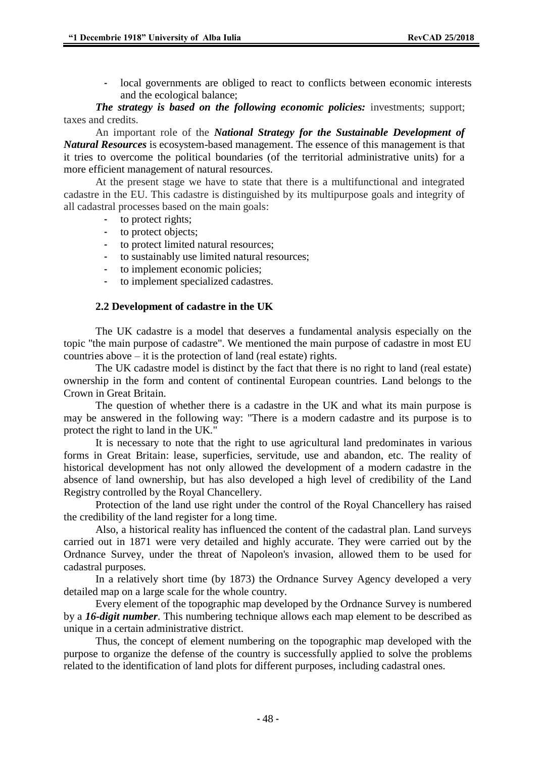- local governments are obliged to react to conflicts between economic interests and the ecological balance;

***The strategy is based on the following economic policies:*** investments; support; taxes and credits.

An important role of the ***National Strategy for the Sustainable Development of Natural Resources*** is ecosystem-based management. The essence of this management is that it tries to overcome the political boundaries (of the territorial administrative units) for a more efficient management of natural resources.

At the present stage we have to state that there is a multifunctional and integrated cadastre in the EU. This cadastre is distinguished by its multipurpose goals and integrity of all cadastral processes based on the main goals:

- to protect rights;
- to protect objects;
- to protect limited natural resources;
- to sustainably use limited natural resources;
- to implement economic policies;
- to implement specialized cadastres.

### 2.2 Development of cadastre in the UK

The UK cadastre is a model that deserves a fundamental analysis especially on the topic "the main purpose of cadastre". We mentioned the main purpose of cadastre in most EU countries above – it is the protection of land (real estate) rights.

The UK cadastre model is distinct by the fact that there is no right to land (real estate) ownership in the form and content of continental European countries. Land belongs to the Crown in Great Britain.

The question of whether there is a cadastre in the UK and what its main purpose is may be answered in the following way: "There is a modern cadastre and its purpose is to protect the right to land in the UK."

It is necessary to note that the right to use agricultural land predominates in various forms in Great Britain: lease, superficies, servitude, use and abandon, etc. The reality of historical development has not only allowed the development of a modern cadastre in the absence of land ownership, but has also developed a high level of credibility of the Land Registry controlled by the Royal Chancellery.

Protection of the land use right under the control of the Royal Chancellery has raised the credibility of the land register for a long time.

Also, a historical reality has influenced the content of the cadastral plan. Land surveys carried out in 1871 were very detailed and highly accurate. They were carried out by the Ordnance Survey, under the threat of Napoleon's invasion, allowed them to be used for cadastral purposes.

In a relatively short time (by 1873) the Ordnance Survey Agency developed a very detailed map on a large scale for the whole country.

Every element of the topographic map developed by the Ordnance Survey is numbered by a ***16-digit number***. This numbering technique allows each map element to be described as unique in a certain administrative district.

Thus, the concept of element numbering on the topographic map developed with the purpose to organize the defense of the country is successfully applied to solve the problems related to the identification of land plots for different purposes, including cadastral ones.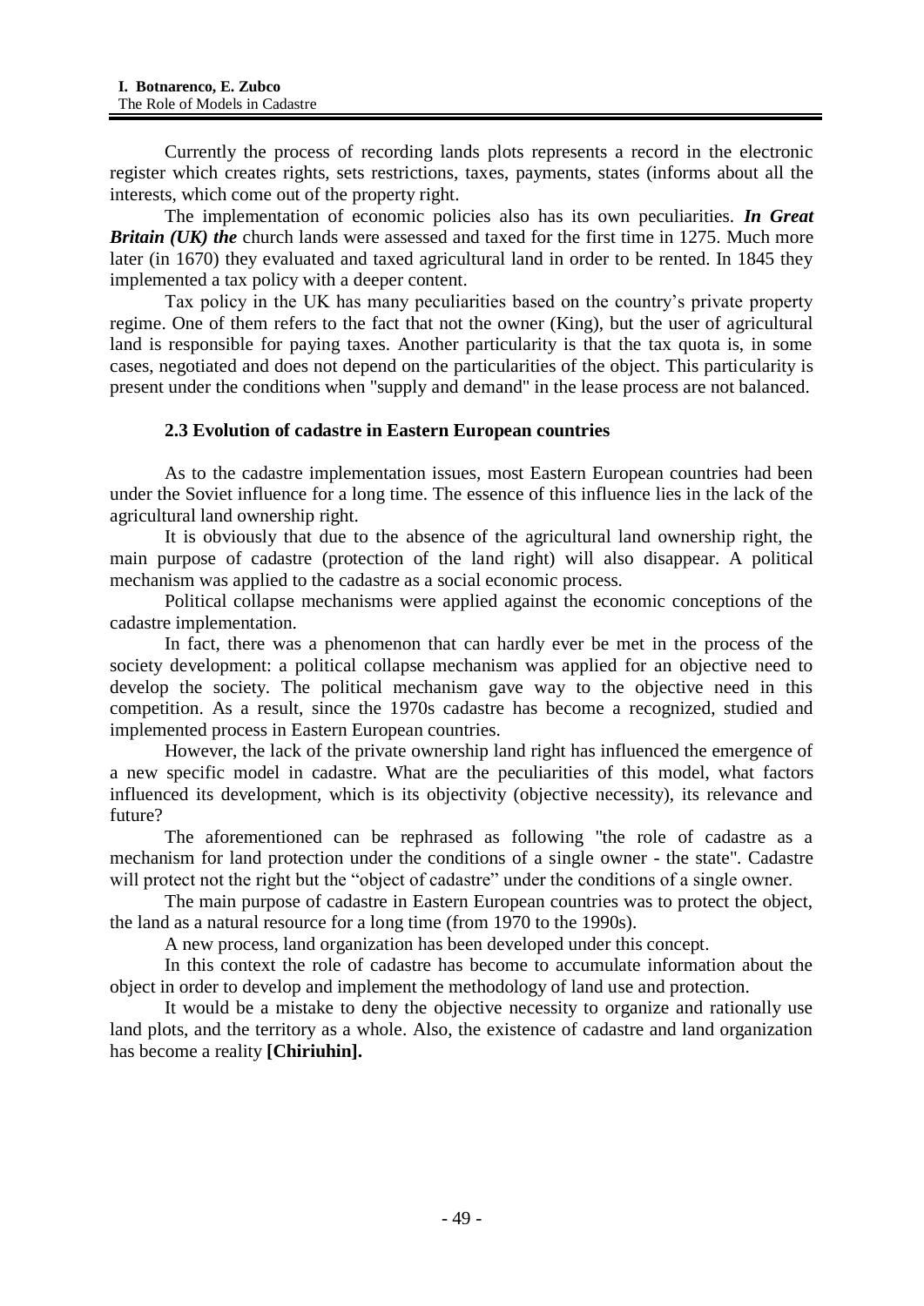Currently the process of recording lands plots represents a record in the electronic register which creates rights, sets restrictions, taxes, payments, states (informs about all the interests, which come out of the property right.

The implementation of economic policies also has its own peculiarities. ***In Great Britain (UK) the*** church lands were assessed and taxed for the first time in 1275. Much more later (in 1670) they evaluated and taxed agricultural land in order to be rented. In 1845 they implemented a tax policy with a deeper content.

Tax policy in the UK has many peculiarities based on the country's private property regime. One of them refers to the fact that not the owner (King), but the user of agricultural land is responsible for paying taxes. Another particularity is that the tax quota is, in some cases, negotiated and does not depend on the particularities of the object. This particularity is present under the conditions when "supply and demand" in the lease process are not balanced.

### 2.3 Evolution of cadastre in Eastern European countries

As to the cadastre implementation issues, most Eastern European countries had been under the Soviet influence for a long time. The essence of this influence lies in the lack of the agricultural land ownership right.

It is obviously that due to the absence of the agricultural land ownership right, the main purpose of cadastre (protection of the land right) will also disappear. A political mechanism was applied to the cadastre as a social economic process.

Political collapse mechanisms were applied against the economic conceptions of the cadastre implementation.

In fact, there was a phenomenon that can hardly ever be met in the process of the society development: a political collapse mechanism was applied for an objective need to develop the society. The political mechanism gave way to the objective need in this competition. As a result, since the 1970s cadastre has become a recognized, studied and implemented process in Eastern European countries.

However, the lack of the private ownership land right has influenced the emergence of a new specific model in cadastre. What are the peculiarities of this model, what factors influenced its development, which is its objectivity (objective necessity), its relevance and future?

The aforementioned can be rephrased as following "the role of cadastre as a mechanism for land protection under the conditions of a single owner - the state". Cadastre will protect not the right but the "object of cadastre" under the conditions of a single owner.

The main purpose of cadastre in Eastern European countries was to protect the object, the land as a natural resource for a long time (from 1970 to the 1990s).

A new process, land organization has been developed under this concept.

In this context the role of cadastre has become to accumulate information about the object in order to develop and implement the methodology of land use and protection.

It would be a mistake to deny the objective necessity to organize and rationally use land plots, and the territory as a whole. Also, the existence of cadastre and land organization has become a reality **[Chiriuhin].**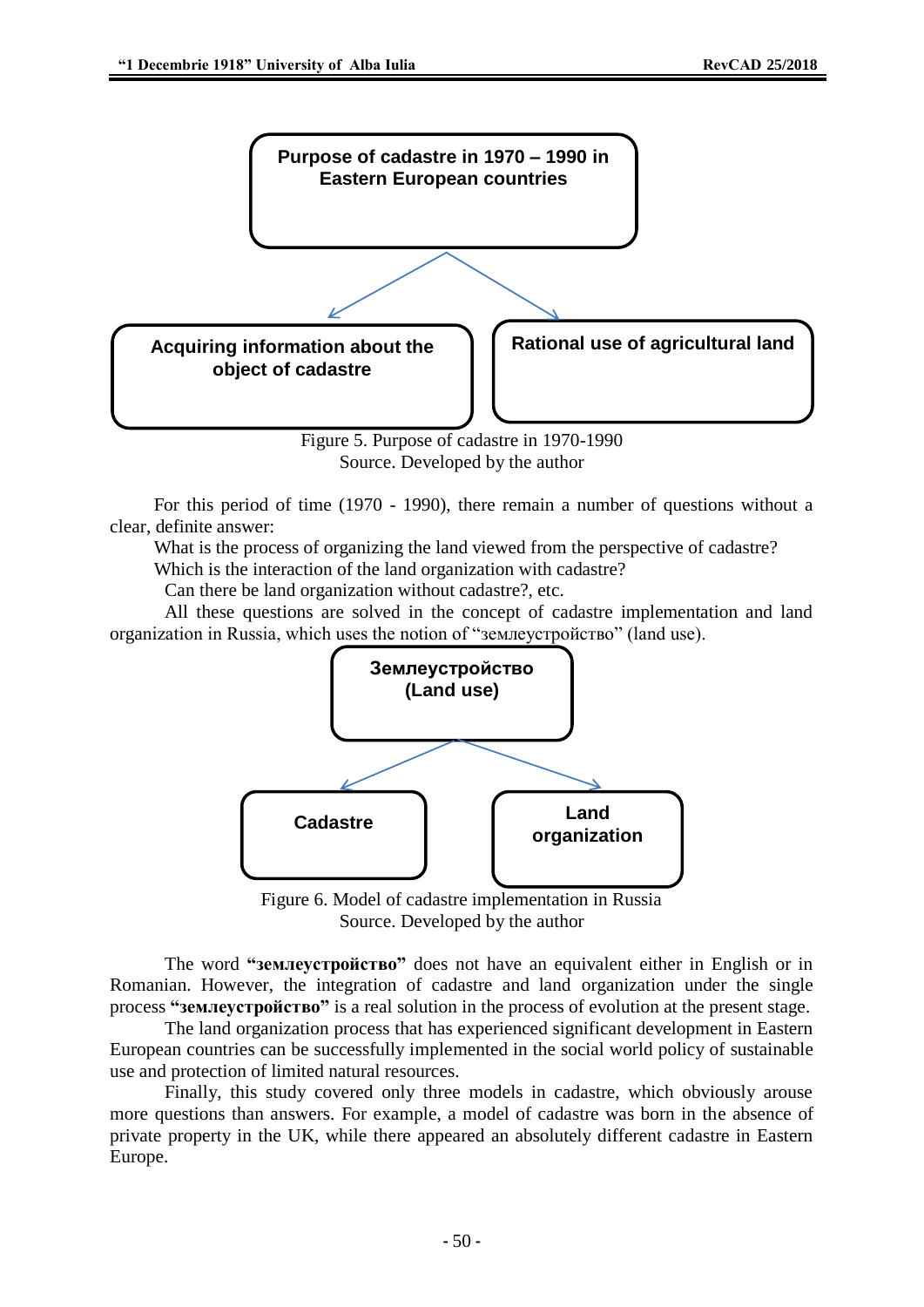Purpose of cadastre in 1970 – 1990 in Eastern European countries

Acquiring information about the object of cadastre

Rational use of agricultural land

Figure 5. Purpose of cadastre in 1970-1990
Source. Developed by the author

For this period of time (1970 - 1990), there remain a number of questions without a clear, definite answer:

What is the process of organizing the land viewed from the perspective of cadastre?

Which is the interaction of the land organization with cadastre?

Can there be land organization without cadastre?, etc.

All these questions are solved in the concept of cadastre implementation and land organization in Russia, which uses the notion of "землеустройство" (land use).

Землеустройство (Land use)

Cadastre

Land organization

Figure 6. Model of cadastre implementation in Russia
Source. Developed by the author

The word **"землеустройство"** does not have an equivalent either in English or in Romanian. However, the integration of cadastre and land organization under the single process **"землеустройство"** is a real solution in the process of evolution at the present stage.

The land organization process that has experienced significant development in Eastern European countries can be successfully implemented in the social world policy of sustainable use and protection of limited natural resources.

Finally, this study covered only three models in cadastre, which obviously arouse more questions than answers. For example, a model of cadastre was born in the absence of private property in the UK, while there appeared an absolutely different cadastre in Eastern Europe.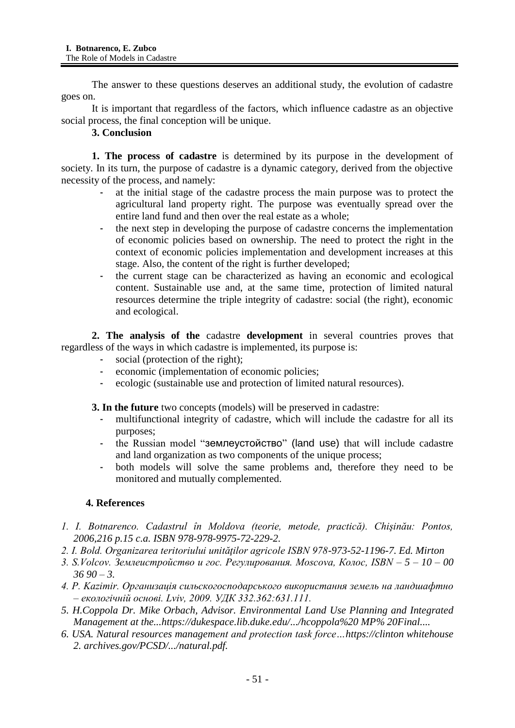The answer to these questions deserves an additional study, the evolution of cadastre goes on.

It is important that regardless of the factors, which influence cadastre as an objective social process, the final conception will be unique.

## 3. Conclusion

**1. The process of cadastre** is determined by its purpose in the development of society. In its turn, the purpose of cadastre is a dynamic category, derived from the objective necessity of the process, and namely:

- at the initial stage of the cadastre process the main purpose was to protect the agricultural land property right. The purpose was eventually spread over the entire land fund and then over the real estate as a whole;
- the next step in developing the purpose of cadastre concerns the implementation of economic policies based on ownership. The need to protect the right in the context of economic policies implementation and development increases at this stage. Also, the content of the right is further developed;
- the current stage can be characterized as having an economic and ecological content. Sustainable use and, at the same time, protection of limited natural resources determine the triple integrity of cadastre: social (the right), economic and ecological.

**2. The analysis of the** cadastre **development** in several countries proves that regardless of the ways in which cadastre is implemented, its purpose is:

- social (protection of the right);
- economic (implementation of economic policies;
- ecologic (sustainable use and protection of limited natural resources).

**3. In the future** two concepts (models) will be preserved in cadastre:

- multifunctional integrity of cadastre, which will include the cadastre for all its purposes;
- the Russian model "землеустойство" (land use) that will include cadastre and land organization as two components of the unique process;
- both models will solve the same problems and, therefore they need to be monitored and mutually complemented.

## 4. References

1. *I. Botnarenco. Cadastrul în Moldova (teorie, metode, practică). Chişinău: Pontos, 2006,216 p.15 c.a. ISBN 978-978-9975-72-229-2.*
2. *I. Bold. Organizarea teritoriului unităţilor agricole ISBN 978-973-52-1196-7. Ed. Mirton*
3. *S.Volcov. Землеистройство и гос. Регулирования. Moscova, Колос, ISBN – 5 – 10 – 00 36 90 – 3.*
4. *P. Kazimir. Организація сильскогосподарського використання земель на ландшафтно – екологічній основі. Lviv, 2009. УДК 332.362:631.111.*
5. *H.Coppola Dr. Mike Orbach, Advisor. Environmental Land Use Planning and Integrated Management at the...https://dukespace.lib.duke.edu/.../hcoppola%20 MP% 20Final....*
6. *USA. Natural resources management and protection task force…https://clinton whitehouse 2. archives.gov/PCSD/.../natural.pdf.*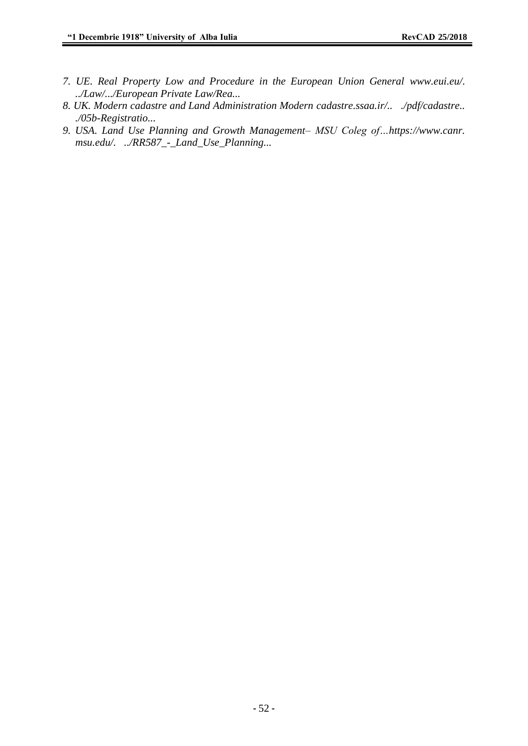*7. UE. Real Property Low and Procedure in the European Union General www.eui.eu/. ../Law/.../European Private Law/Rea...*

*8. UK. Modern cadastre and Land Administration Modern cadastre.ssaa.ir/.. ./pdf/cadastre.. ./05b-Registratio...*

*9. USA. Land Use Planning and Growth Management– MSU Coleg of…https://www.canr. msu.edu/. ../RR587_-_Land_Use_Planning...*